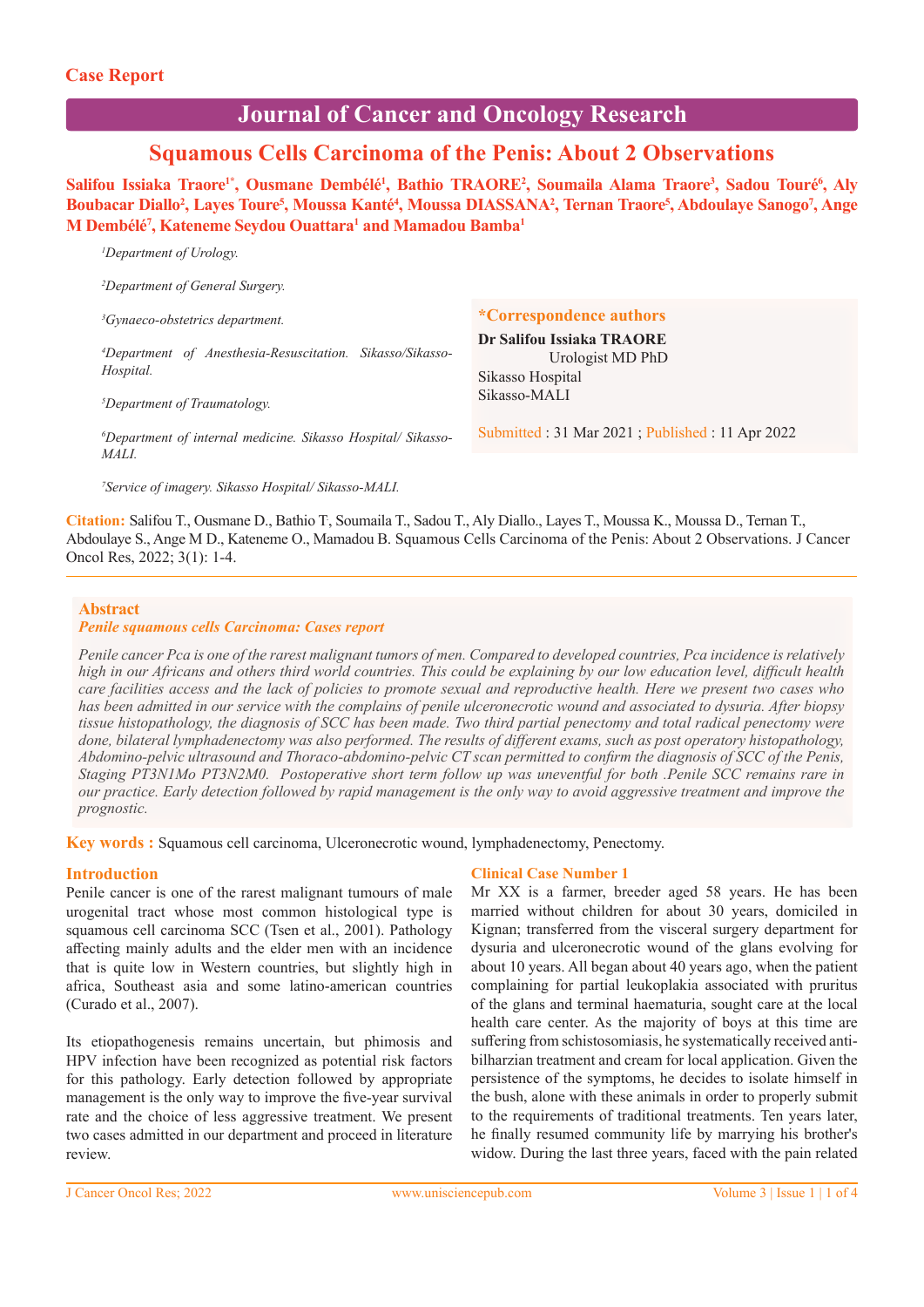Case Report

Journal of Cancer and Oncology Research

# Squamous Cells Carcinoma of the Penis: About 2 Observations

**Salifou Issiaka Traore[1*], Ousmane Dembélé[1], Bathio TRAORE[2], Soumaila Alama Traore[3], Sadou Touré[6], Aly Boubacar Diallo[2], Layes Toure[5], Moussa Kanté[4], Moussa DIASSANA[2], Ternan Traore[5], Abdoulaye Sanogo[7], Ange M Dembélé[7], Kateneme Seydou Ouattara[1] and Mamadou Bamba[1]**

[1]*Department of Urology.*

[2]*Department of General Surgery.*

[3]*Gynaeco-obstetrics department.*

[4]*Department of Anesthesia-Resuscitation. Sikasso/Sikasso-Hospital.*

[5]*Department of Traumatology.*

[6]*Department of internal medicine. Sikasso Hospital/ Sikasso-MALI.*

[7]*Service of imagery. Sikasso Hospital/ Sikasso-MALI.*

**\*Correspondence authors**
**Dr Salifou Issiaka TRAORE**
Urologist MD PhD
Sikasso Hospital
Sikasso-MALI

Submitted : 31 Mar 2021 ; Published : 11 Apr 2022

**Citation:** Salifou T., Ousmane D., Bathio T, Soumaila T., Sadou T., Aly Diallo., Layes T., Moussa K., Moussa D., Ternan T., Abdoulaye S., Ange M D., Kateneme O., Mamadou B. Squamous Cells Carcinoma of the Penis: About 2 Observations. J Cancer Oncol Res, 2022; 3(1): 1-4.

## Abstract

***Penile squamous cells Carcinoma: Cases report***

*Penile cancer Pca is one of the rarest malignant tumors of men. Compared to developed countries, Pca incidence is relatively high in our Africans and others third world countries. This could be explaining by our low education level, difficult health care facilities access and the lack of policies to promote sexual and reproductive health. Here we present two cases who has been admitted in our service with the complains of penile ulceronecrotic wound and associated to dysuria. After biopsy tissue histopathology, the diagnosis of SCC has been made. Two third partial penectomy and total radical penectomy were done, bilateral lymphadenectomy was also performed. The results of different exams, such as post operatory histopathology, Abdomino-pelvic ultrasound and Thoraco-abdomino-pelvic CT scan permitted to confirm the diagnosis of SCC of the Penis, Staging PT3N1Mo PT3N2M0. Postoperative short term follow up was uneventful for both .Penile SCC remains rare in our practice. Early detection followed by rapid management is the only way to avoid aggressive treatment and improve the prognostic.*

**Key words :** Squamous cell carcinoma, Ulceronecrotic wound, lymphadenectomy, Penectomy.

## Introduction

Penile cancer is one of the rarest malignant tumours of male urogenital tract whose most common histological type is squamous cell carcinoma SCC (Tsen et al., 2001). Pathology affecting mainly adults and the elder men with an incidence that is quite low in Western countries, but slightly high in africa, Southeast asia and some latino-american countries (Curado et al., 2007).

Its etiopathogenesis remains uncertain, but phimosis and HPV infection have been recognized as potential risk factors for this pathology. Early detection followed by appropriate management is the only way to improve the five-year survival rate and the choice of less aggressive treatment. We present two cases admitted in our department and proceed in literature review.

## Clinical Case Number 1

Mr XX is a farmer, breeder aged 58 years. He has been married without children for about 30 years, domiciled in Kignan; transferred from the visceral surgery department for dysuria and ulceronecrotic wound of the glans evolving for about 10 years. All began about 40 years ago, when the patient complaining for partial leukoplakia associated with pruritus of the glans and terminal haematuria, sought care at the local health care center. As the majority of boys at this time are suffering from schistosomiasis, he systematically received anti-bilharzian treatment and cream for local application. Given the persistence of the symptoms, he decides to isolate himself in the bush, alone with these animals in order to properly submit to the requirements of traditional treatments. Ten years later, he finally resumed community life by marrying his brother's widow. During the last three years, faced with the pain related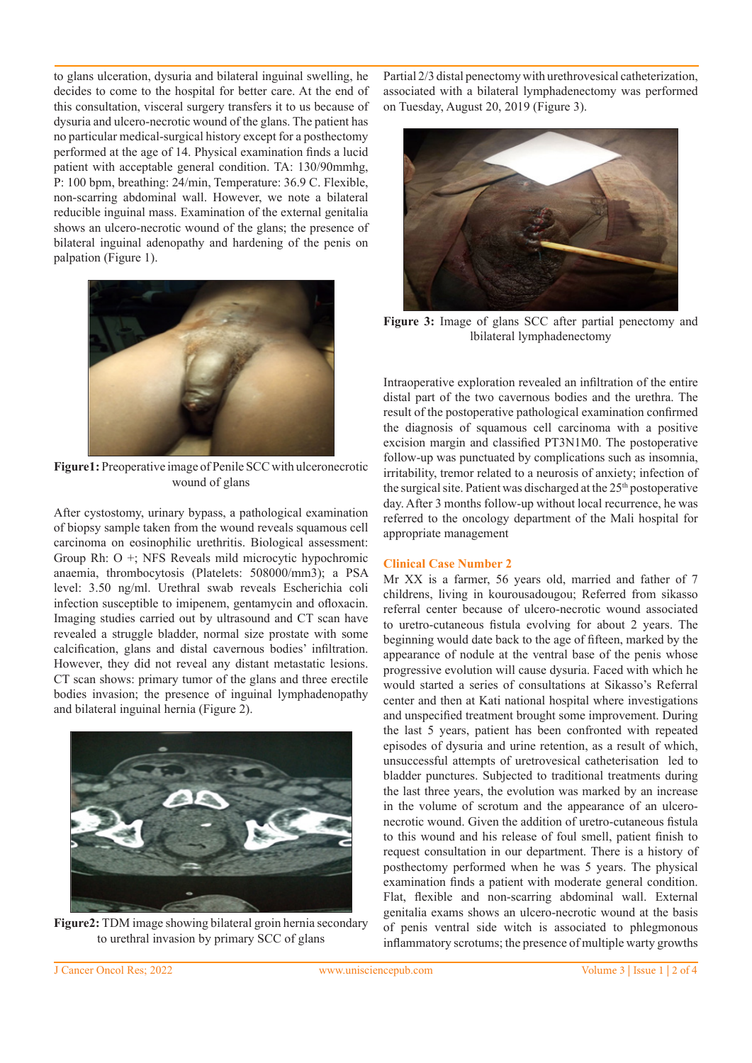to glans ulceration, dysuria and bilateral inguinal swelling, he decides to come to the hospital for better care. At the end of this consultation, visceral surgery transfers it to us because of dysuria and ulcero-necrotic wound of the glans. The patient has no particular medical-surgical history except for a posthectomy performed at the age of 14. Physical examination finds a lucid patient with acceptable general condition. TA: 130/90mmhg, P: 100 bpm, breathing: 24/min, Temperature: 36.9 C. Flexible, non-scarring abdominal wall. However, we note a bilateral reducible inguinal mass. Examination of the external genitalia shows an ulcero-necrotic wound of the glans; the presence of bilateral inguinal adenopathy and hardening of the penis on palpation (Figure 1).

**Figure1:** Preoperative image of Penile SCC with ulceronecrotic wound of glans

After cystostomy, urinary bypass, a pathological examination of biopsy sample taken from the wound reveals squamous cell carcinoma on eosinophilic urethritis. Biological assessment: Group Rh: O +; NFS Reveals mild microcytic hypochromic anaemia, thrombocytosis (Platelets: 508000/mm3); a PSA level: 3.50 ng/ml. Urethral swab reveals Escherichia coli infection susceptible to imipenem, gentamycin and ofloxacin. Imaging studies carried out by ultrasound and CT scan have revealed a struggle bladder, normal size prostate with some calcification, glans and distal cavernous bodies' infiltration. However, they did not reveal any distant metastatic lesions. CT scan shows: primary tumor of the glans and three erectile bodies invasion; the presence of inguinal lymphadenopathy and bilateral inguinal hernia (Figure 2).

**Figure2:** TDM image showing bilateral groin hernia secondary to urethral invasion by primary SCC of glans

Partial 2/3 distal penectomy with urethrovesical catheterization, associated with a bilateral lymphadenectomy was performed on Tuesday, August 20, 2019 (Figure 3).

**Figure 3:** Image of glans SCC after partial penectomy and lbilateral lymphadenectomy

Intraoperative exploration revealed an infiltration of the entire distal part of the two cavernous bodies and the urethra. The result of the postoperative pathological examination confirmed the diagnosis of squamous cell carcinoma with a positive excision margin and classified PT3N1M0. The postoperative follow-up was punctuated by complications such as insomnia, irritability, tremor related to a neurosis of anxiety; infection of the surgical site. Patient was discharged at the 25th postoperative day. After 3 months follow-up without local recurrence, he was referred to the oncology department of the Mali hospital for appropriate management

## Clinical Case Number 2

Mr XX is a farmer, 56 years old, married and father of 7 childrens, living in kourousadougou; Referred from sikasso referral center because of ulcero-necrotic wound associated to uretro-cutaneous fistula evolving for about 2 years. The beginning would date back to the age of fifteen, marked by the appearance of nodule at the ventral base of the penis whose progressive evolution will cause dysuria. Faced with which he would started a series of consultations at Sikasso's Referral center and then at Kati national hospital where investigations and unspecified treatment brought some improvement. During the last 5 years, patient has been confronted with repeated episodes of dysuria and urine retention, as a result of which, unsuccessful attempts of uretrovesical catheterisation led to bladder punctures. Subjected to traditional treatments during the last three years, the evolution was marked by an increase in the volume of scrotum and the appearance of an ulcero-necrotic wound. Given the addition of uretro-cutaneous fistula to this wound and his release of foul smell, patient finish to request consultation in our department. There is a history of posthectomy performed when he was 5 years. The physical examination finds a patient with moderate general condition. Flat, flexible and non-scarring abdominal wall. External genitalia exams shows an ulcero-necrotic wound at the basis of penis ventral side witch is associated to phlegmonous inflammatory scrotums; the presence of multiple warty growths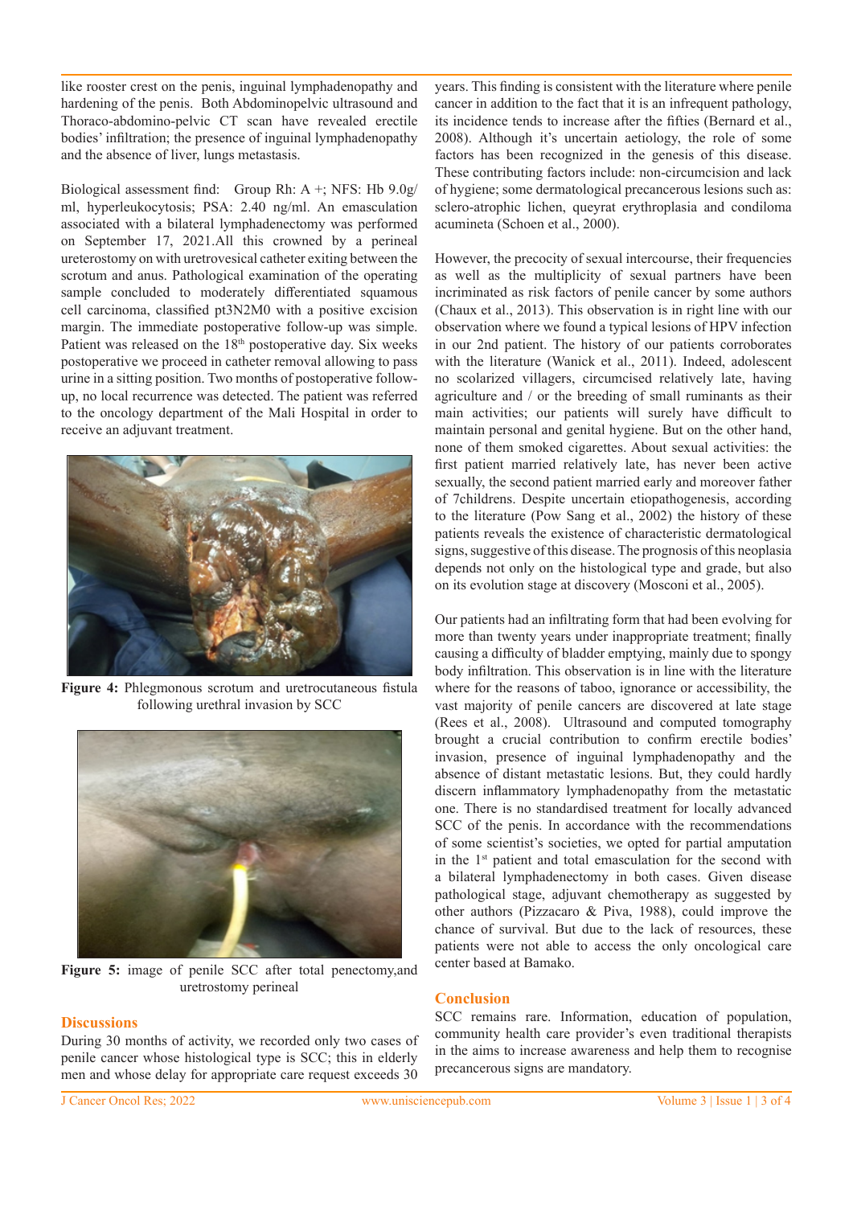like rooster crest on the penis, inguinal lymphadenopathy and hardening of the penis. Both Abdominopelvic ultrasound and Thoraco-abdomino-pelvic CT scan have revealed erectile bodies' infiltration; the presence of inguinal lymphadenopathy and the absence of liver, lungs metastasis.

Biological assessment find: Group Rh: A +; NFS: Hb 9.0g/ml, hyperleukocytosis; PSA: 2.40 ng/ml. An emasculation associated with a bilateral lymphadenectomy was performed on September 17, 2021.All this crowned by a perineal ureterostomy on with uretrovesical catheter exiting between the scrotum and anus. Pathological examination of the operating sample concluded to moderately differentiated squamous cell carcinoma, classified pt3N2M0 with a positive excision margin. The immediate postoperative follow-up was simple. Patient was released on the 18th postoperative day. Six weeks postoperative we proceed in catheter removal allowing to pass urine in a sitting position. Two months of postoperative follow-up, no local recurrence was detected. The patient was referred to the oncology department of the Mali Hospital in order to receive an adjuvant treatment.

**Figure 4:** Phlegmonous scrotum and uretrocutaneous fistula following urethral invasion by SCC

**Figure 5:** image of penile SCC after total penectomy,and uretrostomy perineal

## Discussions

During 30 months of activity, we recorded only two cases of penile cancer whose histological type is SCC; this in elderly men and whose delay for appropriate care request exceeds 30 years. This finding is consistent with the literature where penile cancer in addition to the fact that it is an infrequent pathology, its incidence tends to increase after the fifties (Bernard et al., 2008). Although it's uncertain aetiology, the role of some factors has been recognized in the genesis of this disease. These contributing factors include: non-circumcision and lack of hygiene; some dermatological precancerous lesions such as: sclero-atrophic lichen, queyrat erythroplasia and condiloma acumineta (Schoen et al., 2000).

However, the precocity of sexual intercourse, their frequencies as well as the multiplicity of sexual partners have been incriminated as risk factors of penile cancer by some authors (Chaux et al., 2013). This observation is in right line with our observation where we found a typical lesions of HPV infection in our 2nd patient. The history of our patients corroborates with the literature (Wanick et al., 2011). Indeed, adolescent no scolarized villagers, circumcised relatively late, having agriculture and / or the breeding of small ruminants as their main activities; our patients will surely have difficult to maintain personal and genital hygiene. But on the other hand, none of them smoked cigarettes. About sexual activities: the first patient married relatively late, has never been active sexually, the second patient married early and moreover father of 7childrens. Despite uncertain etiopathogenesis, according to the literature (Pow Sang et al., 2002) the history of these patients reveals the existence of characteristic dermatological signs, suggestive of this disease. The prognosis of this neoplasia depends not only on the histological type and grade, but also on its evolution stage at discovery (Mosconi et al., 2005).

Our patients had an infiltrating form that had been evolving for more than twenty years under inappropriate treatment; finally causing a difficulty of bladder emptying, mainly due to spongy body infiltration. This observation is in line with the literature where for the reasons of taboo, ignorance or accessibility, the vast majority of penile cancers are discovered at late stage (Rees et al., 2008). Ultrasound and computed tomography brought a crucial contribution to confirm erectile bodies' invasion, presence of inguinal lymphadenopathy and the absence of distant metastatic lesions. But, they could hardly discern inflammatory lymphadenopathy from the metastatic one. There is no standardised treatment for locally advanced SCC of the penis. In accordance with the recommendations of some scientist's societies, we opted for partial amputation in the 1st patient and total emasculation for the second with a bilateral lymphadenectomy in both cases. Given disease pathological stage, adjuvant chemotherapy as suggested by other authors (Pizzacaro & Piva, 1988), could improve the chance of survival. But due to the lack of resources, these patients were not able to access the only oncological care center based at Bamako.

## Conclusion

SCC remains rare. Information, education of population, community health care provider's even traditional therapists in the aims to increase awareness and help them to recognise precancerous signs are mandatory.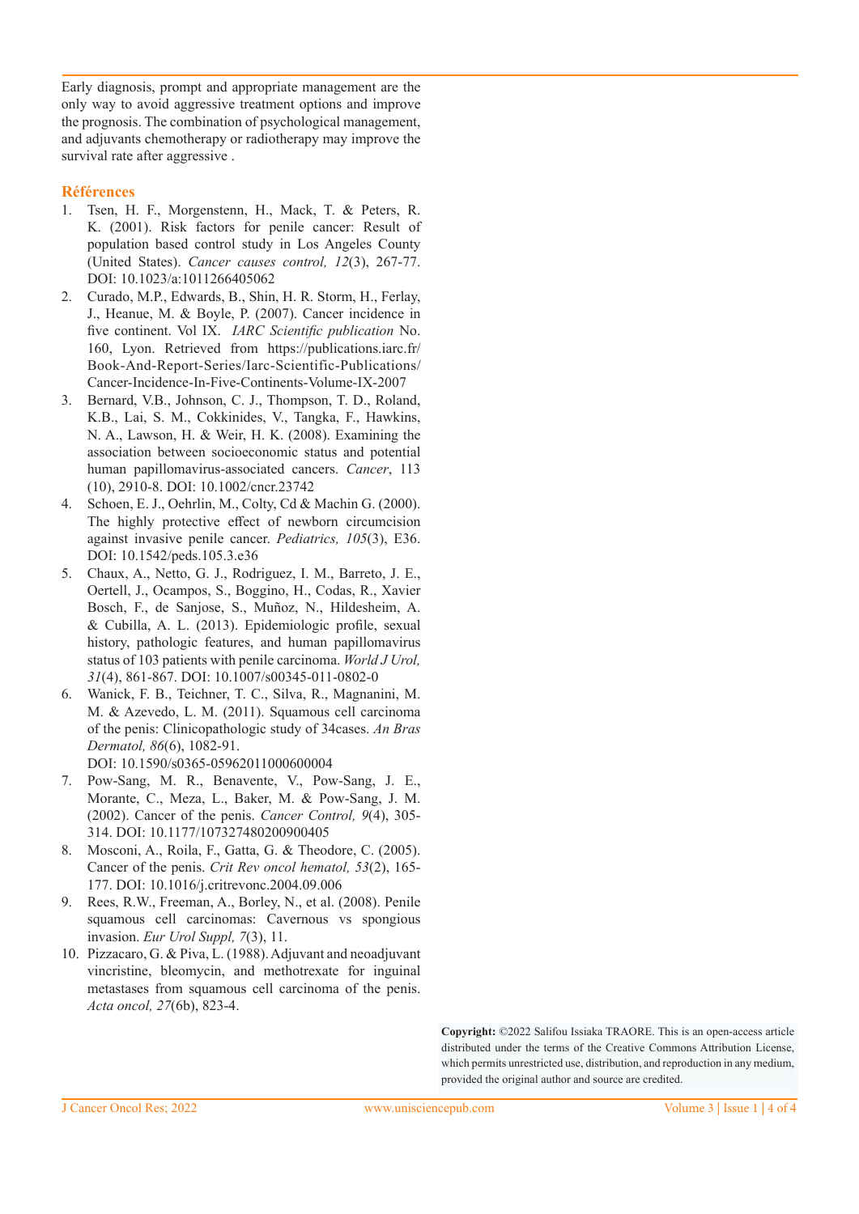Early diagnosis, prompt and appropriate management are the only way to avoid aggressive treatment options and improve the prognosis. The combination of psychological management, and adjuvants chemotherapy or radiotherapy may improve the survival rate after aggressive .

## Références

1. Tsen, H. F., Morgenstenn, H., Mack, T. & Peters, R. K. (2001). Risk factors for penile cancer: Result of population based control study in Los Angeles County (United States). *Cancer causes control, 12*(3), 267-77. DOI: 10.1023/a:1011266405062
2. Curado, M.P., Edwards, B., Shin, H. R. Storm, H., Ferlay, J., Heanue, M. & Boyle, P. (2007). Cancer incidence in five continent. Vol IX. *IARC Scientific publication* No. 160, Lyon. Retrieved from https://publications.iarc.fr/Book-And-Report-Series/Iarc-Scientific-Publications/Cancer-Incidence-In-Five-Continents-Volume-IX-2007
3. Bernard, V.B., Johnson, C. J., Thompson, T. D., Roland, K.B., Lai, S. M., Cokkinides, V., Tangka, F., Hawkins, N. A., Lawson, H. & Weir, H. K. (2008). Examining the association between socioeconomic status and potential human papillomavirus-associated cancers. *Cancer*, 113 (10), 2910-8. DOI: 10.1002/cncr.23742
4. Schoen, E. J., Oehrlin, M., Colty, Cd & Machin G. (2000). The highly protective effect of newborn circumcision against invasive penile cancer. *Pediatrics, 105*(3), E36. DOI: 10.1542/peds.105.3.e36
5. Chaux, A., Netto, G. J., Rodriguez, I. M., Barreto, J. E., Oertell, J., Ocampos, S., Boggino, H., Codas, R., Xavier Bosch, F., de Sanjose, S., Muñoz, N., Hildesheim, A. & Cubilla, A. L. (2013). Epidemiologic profile, sexual history, pathologic features, and human papillomavirus status of 103 patients with penile carcinoma. *World J Urol, 31*(4), 861-867. DOI: 10.1007/s00345-011-0802-0
6. Wanick, F. B., Teichner, T. C., Silva, R., Magnanini, M. M. & Azevedo, L. M. (2011). Squamous cell carcinoma of the penis: Clinicopathologic study of 34cases. *An Bras Dermatol, 86*(6), 1082-91. DOI: 10.1590/s0365-05962011000600004
7. Pow-Sang, M. R., Benavente, V., Pow-Sang, J. E., Morante, C., Meza, L., Baker, M. & Pow-Sang, J. M. (2002). Cancer of the penis. *Cancer Control, 9*(4), 305-314. DOI: 10.1177/107327480200900405
8. Mosconi, A., Roila, F., Gatta, G. & Theodore, C. (2005). Cancer of the penis. *Crit Rev oncol hematol, 53*(2), 165-177. DOI: 10.1016/j.critrevonc.2004.09.006
9. Rees, R.W., Freeman, A., Borley, N., et al. (2008). Penile squamous cell carcinomas: Cavernous vs spongious invasion. *Eur Urol Suppl, 7*(3), 11.
10. Pizzacaro, G. & Piva, L. (1988). Adjuvant and neoadjuvant vincristine, bleomycin, and methotrexate for inguinal metastases from squamous cell carcinoma of the penis. *Acta oncol, 27*(6b), 823-4.

**Copyright:** ©2022 Salifou Issiaka TRAORE. This is an open-access article distributed under the terms of the Creative Commons Attribution License, which permits unrestricted use, distribution, and reproduction in any medium, provided the original author and source are credited.